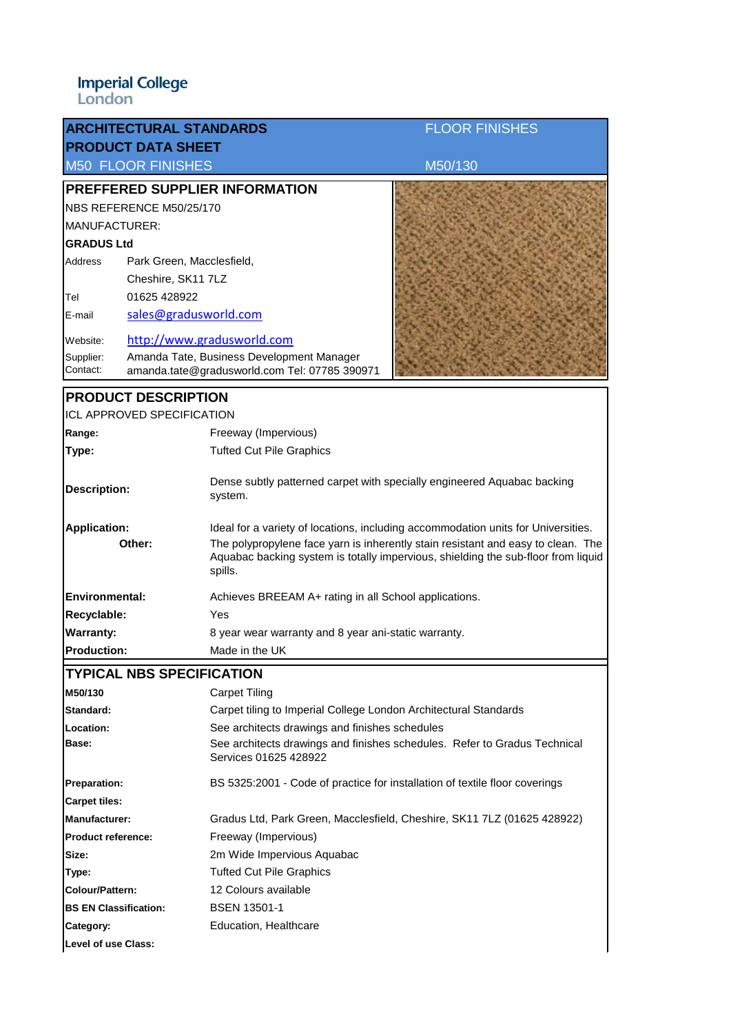Imperial College London

| ARCHITECTURAL STANDARDS | FLOOR FINISHES |
|---|---|
| PRODUCT DATA SHEET | |
| M50 FLOOR FINISHES | M50/130 |

## PREFFERED SUPPLIER INFORMATION

NBS REFERENCE M50/25/170

MANUFACTURER:

**GRADUS Ltd**

| | |
|---|---|
| Address | Park Green, Macclesfield, |
| | Cheshire, SK11 7LZ |
| Tel | 01625 428922 |
| E-mail | sales@gradusworld.com |
| Website: | http://www.gradusworld.com |
| Supplier: Contact: | Amanda Tate, Business Development Manager amanda.tate@gradusworld.com Tel: 07785 390971 |

## PRODUCT DESCRIPTION

ICL APPROVED SPECIFICATION

| | |
|---|---|
| **Range:** | Freeway (Impervious) |
| **Type:** | Tufted Cut Pile Graphics |
| **Description:** | Dense subtly patterned carpet with specially engineered Aquabac backing system. |
| **Application:** | Ideal for a variety of locations, including accommodation units for Universities. |
| **Other:** | The polypropylene face yarn is inherently stain resistant and easy to clean. The Aquabac backing system is totally impervious, shielding the sub-floor from liquid spills. |
| **Environmental:** | Achieves BREEAM A+ rating in all School applications. |
| **Recyclable:** | Yes |
| **Warranty:** | 8 year wear warranty and 8 year ani-static warranty. |
| **Production:** | Made in the UK |

## TYPICAL NBS SPECIFICATION

| | |
|---|---|
| **M50/130** | Carpet Tiling |
| **Standard:** | Carpet tiling to Imperial College London Architectural Standards |
| **Location:** | See architects drawings and finishes schedules |
| **Base:** | See architects drawings and finishes schedules. Refer to Gradus Technical Services 01625 428922 |
| **Preparation:** | BS 5325:2001 - Code of practice for installation of textile floor coverings |
| **Carpet tiles:** | |
| **Manufacturer:** | Gradus Ltd, Park Green, Macclesfield, Cheshire, SK11 7LZ (01625 428922) |
| **Product reference:** | Freeway (Impervious) |
| **Size:** | 2m Wide Impervious Aquabac |
| **Type:** | Tufted Cut Pile Graphics |
| **Colour/Pattern:** | 12 Colours available |
| **BS EN Classification:** | BSEN 13501-1 |
| **Category:** | Education, Healthcare |
| **Level of use Class:** | |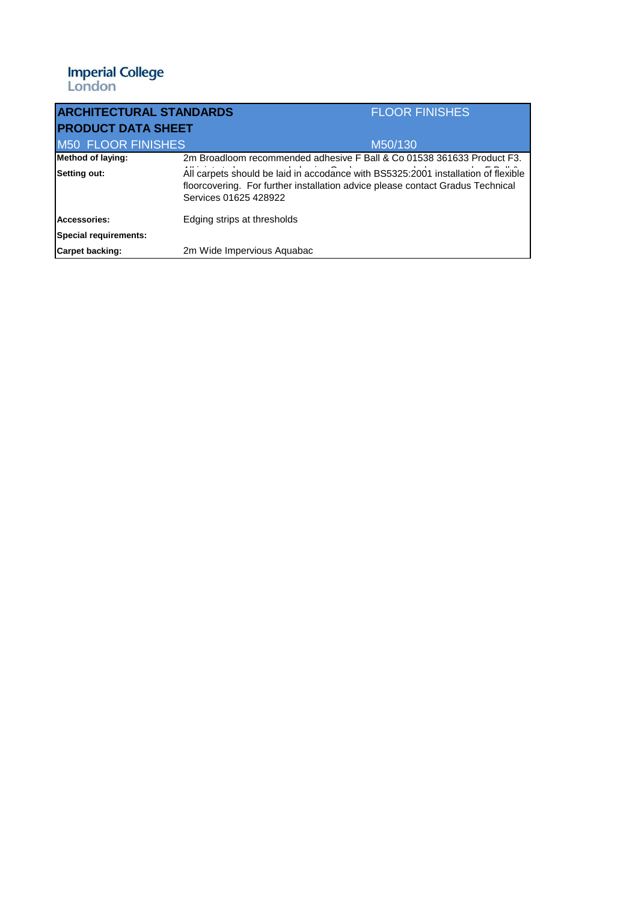Imperial College
London

| ARCHITECTURAL STANDARDS | FLOOR FINISHES |
|---|---|
| PRODUCT DATA SHEET | |
| M50 FLOOR FINISHES | M50/130 |
| **Method of laying:** | 2m Broadloom recommended adhesive F Ball & Co 01538 361633 Product F3. |
| **Setting out:** | All carpets should be laid in accodance with BS5325:2001 installation of flexible floorcovering. For further installation advice please contact Gradus Technical Services 01625 428922 |
| **Accessories:** | Edging strips at thresholds |
| **Special requirements:** | |
| **Carpet backing:** | 2m Wide Impervious Aquabac |